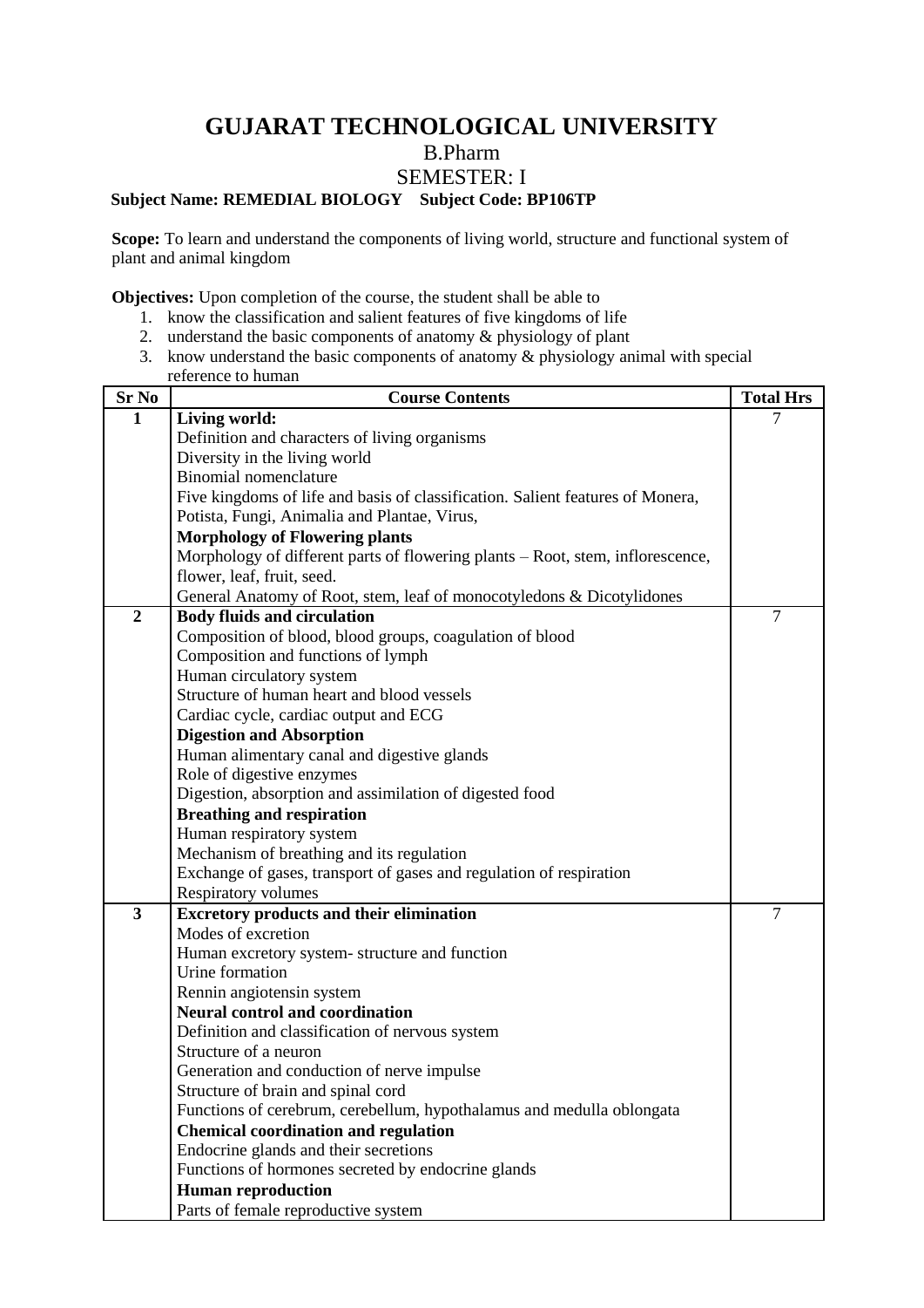# GUJARAT TECHNOLOGICAL UNIVERSITY

B.Pharm

SEMESTER: I

**Subject Name: REMEDIAL BIOLOGY Subject Code: BP106TP**

**Scope:** To learn and understand the components of living world, structure and functional system of plant and animal kingdom

**Objectives:** Upon completion of the course, the student shall be able to

1. know the classification and salient features of five kingdoms of life
2. understand the basic components of anatomy & physiology of plant
3. know understand the basic components of anatomy & physiology animal with special reference to human

| Sr No | Course Contents | Total Hrs |
|---|---|---|
| 1 | **Living world:**<br>Definition and characters of living organisms<br>Diversity in the living world<br>Binomial nomenclature<br>Five kingdoms of life and basis of classification. Salient features of Monera, Potista, Fungi, Animalia and Plantae, Virus,<br>**Morphology of Flowering plants**<br>Morphology of different parts of flowering plants – Root, stem, inflorescence, flower, leaf, fruit, seed.<br>General Anatomy of Root, stem, leaf of monocotyledons & Dicotylidones | 7 |
| 2 | **Body fluids and circulation**<br>Composition of blood, blood groups, coagulation of blood<br>Composition and functions of lymph<br>Human circulatory system<br>Structure of human heart and blood vessels<br>Cardiac cycle, cardiac output and ECG<br>**Digestion and Absorption**<br>Human alimentary canal and digestive glands<br>Role of digestive enzymes<br>Digestion, absorption and assimilation of digested food<br>**Breathing and respiration**<br>Human respiratory system<br>Mechanism of breathing and its regulation<br>Exchange of gases, transport of gases and regulation of respiration<br>Respiratory volumes | 7 |
| 3 | **Excretory products and their elimination**<br>Modes of excretion<br>Human excretory system- structure and function<br>Urine formation<br>Rennin angiotensin system<br>**Neural control and coordination**<br>Definition and classification of nervous system<br>Structure of a neuron<br>Generation and conduction of nerve impulse<br>Structure of brain and spinal cord<br>Functions of cerebrum, cerebellum, hypothalamus and medulla oblongata<br>**Chemical coordination and regulation**<br>Endocrine glands and their secretions<br>Functions of hormones secreted by endocrine glands<br>**Human reproduction**<br>Parts of female reproductive system | 7 |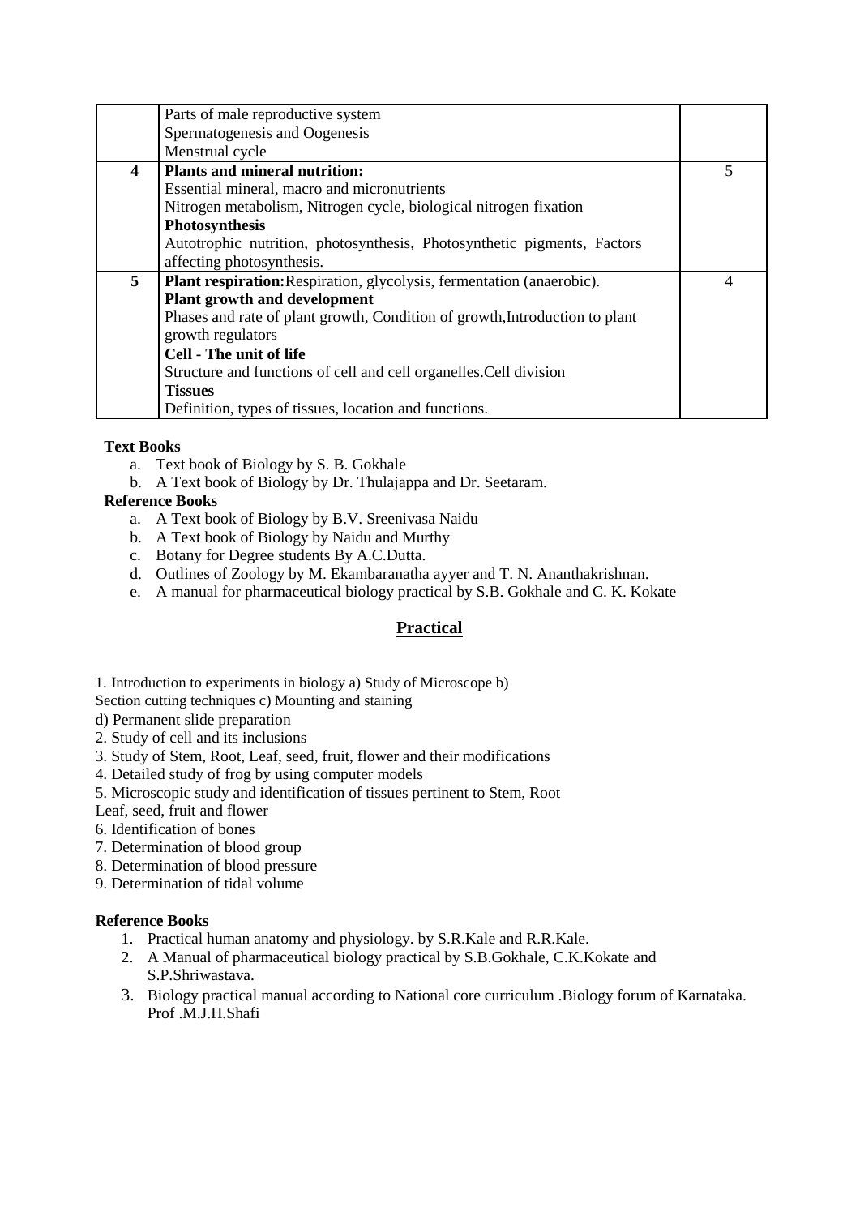| | | |
|---|---|---|
| | Parts of male reproductive system<br>Spermatogenesis and Oogenesis<br>Menstrual cycle | |
| **4** | **Plants and mineral nutrition:**<br>Essential mineral, macro and micronutrients<br>Nitrogen metabolism, Nitrogen cycle, biological nitrogen fixation<br>**Photosynthesis**<br>Autotrophic nutrition, photosynthesis, Photosynthetic pigments, Factors affecting photosynthesis. | 5 |
| **5** | **Plant respiration:**Respiration, glycolysis, fermentation (anaerobic).<br>**Plant growth and development**<br>Phases and rate of plant growth, Condition of growth,Introduction to plant growth regulators<br>**Cell - The unit of life**<br>Structure and functions of cell and cell organelles.Cell division<br>**Tissues**<br>Definition, types of tissues, location and functions. | 4 |

**Text Books**

a. Text book of Biology by S. B. Gokhale
b. A Text book of Biology by Dr. Thulajappa and Dr. Seetaram.

**Reference Books**

a. A Text book of Biology by B.V. Sreenivasa Naidu
b. A Text book of Biology by Naidu and Murthy
c. Botany for Degree students By A.C.Dutta.
d. Outlines of Zoology by M. Ekambaranatha ayyer and T. N. Ananthakrishnan.
e. A manual for pharmaceutical biology practical by S.B. Gokhale and C. K. Kokate

## Practical

1. Introduction to experiments in biology a) Study of Microscope b) Section cutting techniques c) Mounting and staining
d) Permanent slide preparation
2. Study of cell and its inclusions
3. Study of Stem, Root, Leaf, seed, fruit, flower and their modifications
4. Detailed study of frog by using computer models
5. Microscopic study and identification of tissues pertinent to Stem, Root Leaf, seed, fruit and flower
6. Identification of bones
7. Determination of blood group
8. Determination of blood pressure
9. Determination of tidal volume

**Reference Books**

1. Practical human anatomy and physiology. by S.R.Kale and R.R.Kale.
2. A Manual of pharmaceutical biology practical by S.B.Gokhale, C.K.Kokate and S.P.Shriwastava.
3. Biology practical manual according to National core curriculum .Biology forum of Karnataka. Prof .M.J.H.Shafi